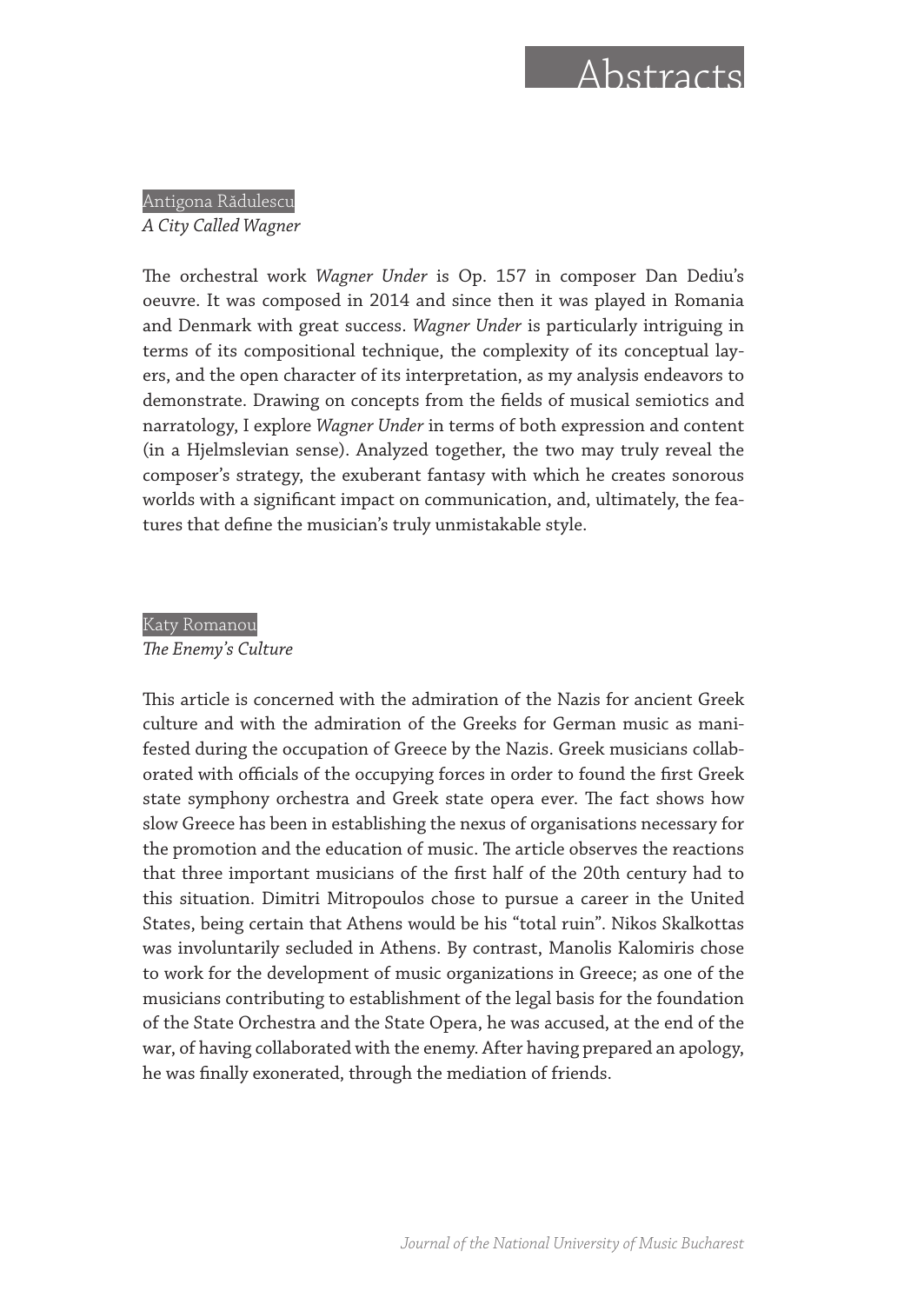# Abstracts

Antigona Rădulescu

*A City Called Wagner*

The orchestral work *Wagner Under* is Op. 157 in composer Dan Dediu's oeuvre. It was composed in 2014 and since then it was played in Romania and Denmark with great success. *Wagner Under* is particularly intriguing in terms of its compositional technique, the complexity of its conceptual layers, and the open character of its interpretation, as my analysis endeavors to demonstrate. Drawing on concepts from the fields of musical semiotics and narratology, I explore *Wagner Under* in terms of both expression and content (in a Hjelmslevian sense). Analyzed together, the two may truly reveal the composer's strategy, the exuberant fantasy with which he creates sonorous worlds with a significant impact on communication, and, ultimately, the features that define the musician's truly unmistakable style.

Katy Romanou

*The Enemy's Culture*

This article is concerned with the admiration of the Nazis for ancient Greek culture and with the admiration of the Greeks for German music as manifested during the occupation of Greece by the Nazis. Greek musicians collaborated with officials of the occupying forces in order to found the first Greek state symphony orchestra and Greek state opera ever. The fact shows how slow Greece has been in establishing the nexus of organisations necessary for the promotion and the education of music. The article observes the reactions that three important musicians of the first half of the 20th century had to this situation. Dimitri Mitropoulos chose to pursue a career in the United States, being certain that Athens would be his "total ruin". Nikos Skalkottas was involuntarily secluded in Athens. By contrast, Manolis Kalomiris chose to work for the development of music organizations in Greece; as one of the musicians contributing to establishment of the legal basis for the foundation of the State Orchestra and the State Opera, he was accused, at the end of the war, of having collaborated with the enemy. After having prepared an apology, he was finally exonerated, through the mediation of friends.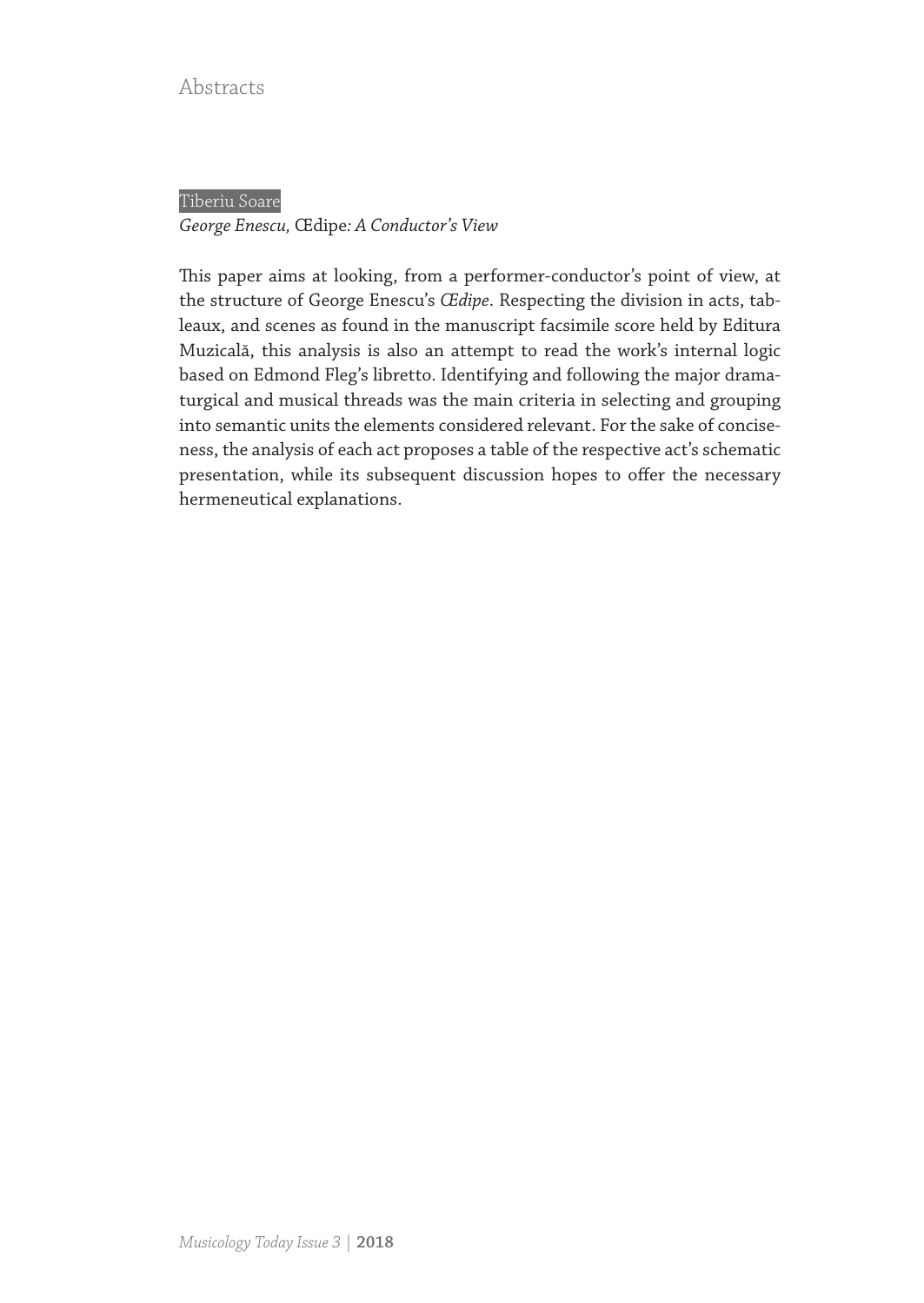# Abstracts

Tiberiu Soare

*George Enescu,* Œdipe*: A Conductor's View*

This paper aims at looking, from a performer-conductor's point of view, at the structure of George Enescu's *Œdipe*. Respecting the division in acts, tableaux, and scenes as found in the manuscript facsimile score held by Editura Muzicală, this analysis is also an attempt to read the work's internal logic based on Edmond Fleg's libretto. Identifying and following the major dramaturgical and musical threads was the main criteria in selecting and grouping into semantic units the elements considered relevant. For the sake of conciseness, the analysis of each act proposes a table of the respective act's schematic presentation, while its subsequent discussion hopes to offer the necessary hermeneutical explanations.